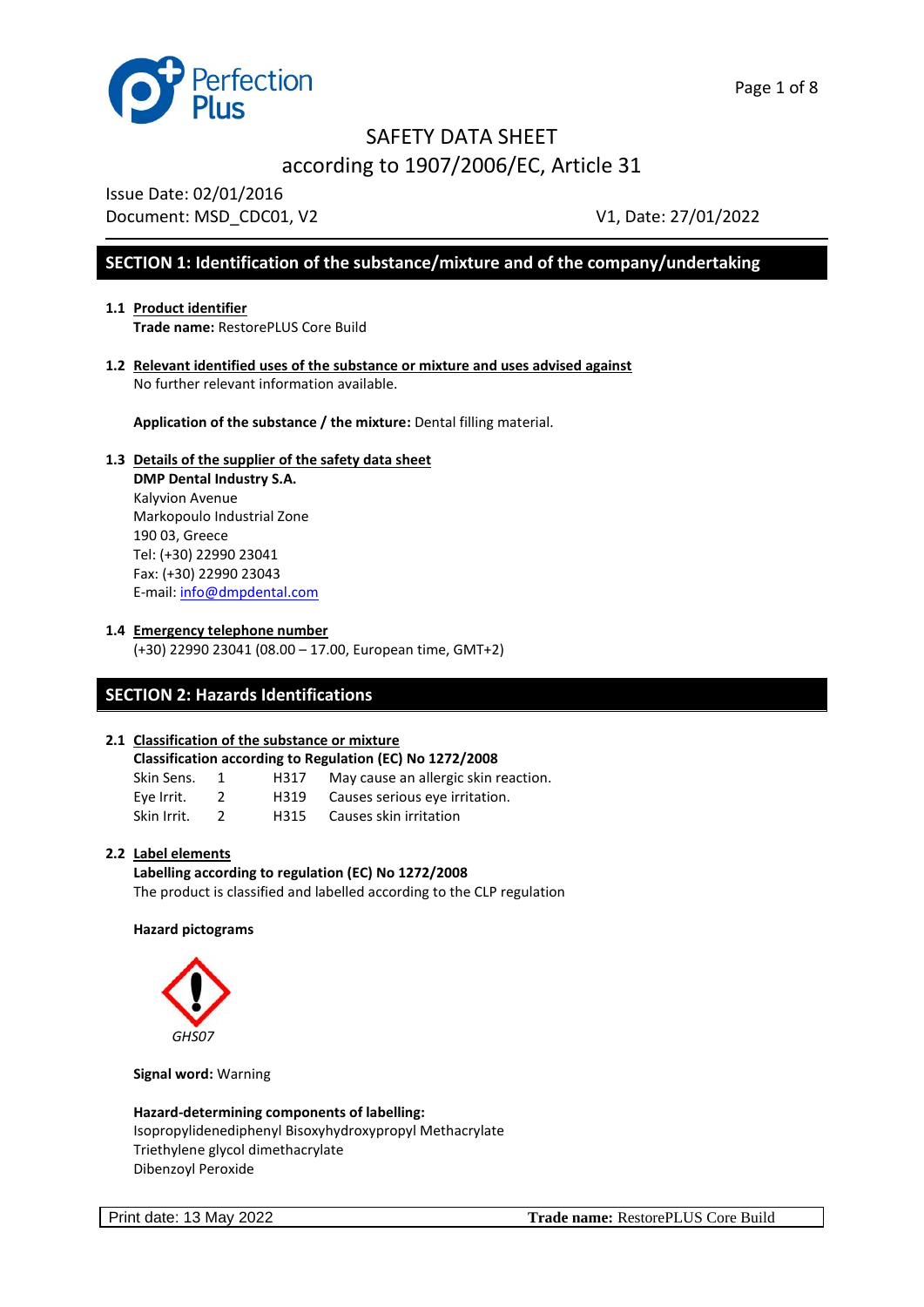# SAFETY DATA SHEET

## according to 1907/2006/EC, Article 31

Issue Date: 02/01/2016
Document: MSD_CDC01, V2 V1, Date: 27/01/2022

## SECTION 1: Identification of the substance/mixture and of the company/undertaking

**1.1 Product identifier**

**Trade name:** RestorePLUS Core Build

**1.2 Relevant identified uses of the substance or mixture and uses advised against**

No further relevant information available.

**Application of the substance / the mixture:** Dental filling material.

**1.3 Details of the supplier of the safety data sheet**

**DMP Dental Industry S.A.**
Kalyvion Avenue
Markopoulo Industrial Zone
190 03, Greece
Tel: (+30) 22990 23041
Fax: (+30) 22990 23043
E-mail: info@dmpdental.com

**1.4 Emergency telephone number**

(+30) 22990 23041 (08.00 – 17.00, European time, GMT+2)

## SECTION 2: Hazards Identifications

**2.1 Classification of the substance or mixture**

**Classification according to Regulation (EC) No 1272/2008**

| | | | |
|---|---|---|---|
| Skin Sens. | 1 | H317 | May cause an allergic skin reaction. |
| Eye Irrit. | 2 | H319 | Causes serious eye irritation. |
| Skin Irrit. | 2 | H315 | Causes skin irritation |

**2.2 Label elements**

**Labelling according to regulation (EC) No 1272/2008**

The product is classified and labelled according to the CLP regulation

**Hazard pictograms**

*GHS07*

**Signal word:** Warning

**Hazard-determining components of labelling:**

Isopropylidenediphenyl Bisoxyhydroxypropyl Methacrylate
Triethylene glycol dimethacrylate
Dibenzoyl Peroxide

Print date: 13 May 2022 **Trade name:** RestorePLUS Core Build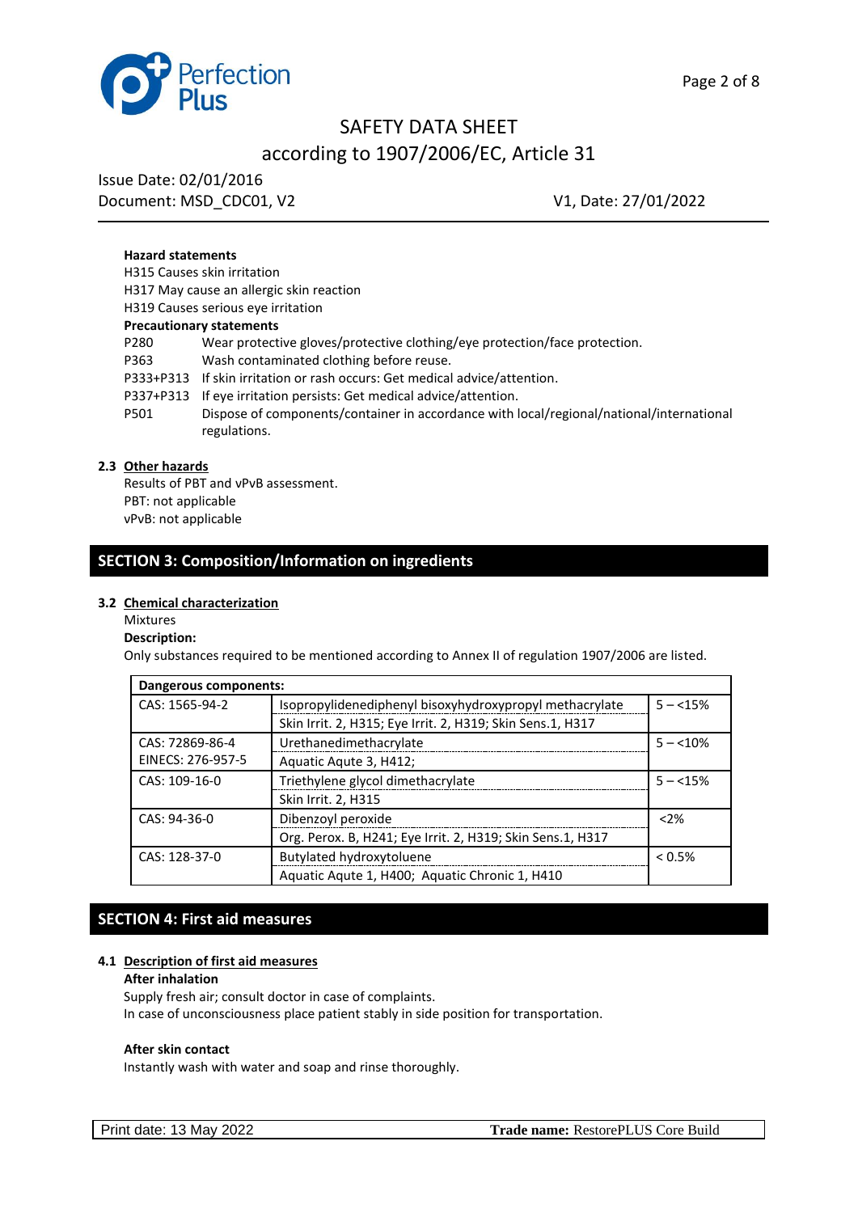**Hazard statements**

H315 Causes skin irritation

H317 May cause an allergic skin reaction

H319 Causes serious eye irritation

**Precautionary statements**

| | |
|---|---|
| P280 | Wear protective gloves/protective clothing/eye protection/face protection. |
| P363 | Wash contaminated clothing before reuse. |
| P333+P313 | If skin irritation or rash occurs: Get medical advice/attention. |
| P337+P313 | If eye irritation persists: Get medical advice/attention. |
| P501 | Dispose of components/container in accordance with local/regional/national/international regulations. |

**2.3 Other hazards**

Results of PBT and vPvB assessment.

PBT: not applicable

vPvB: not applicable

## SECTION 3: Composition/Information on ingredients

**3.2 Chemical characterization**

Mixtures

**Description:**

Only substances required to be mentioned according to Annex II of regulation 1907/2006 are listed.

| Dangerous components: | | |
|---|---|---|
| CAS: 1565-94-2 | Isopropylidenediphenyl bisoxyhydroxypropyl methacrylate<br>Skin Irrit. 2, H315; Eye Irrit. 2, H319; Skin Sens.1, H317 | 5 – <15% |
| CAS: 72869-86-4<br>EINECS: 276-957-5 | Urethanedimethacrylate<br>Aquatic Aqute 3, H412; | 5 – <10% |
| CAS: 109-16-0 | Triethylene glycol dimethacrylate<br>Skin Irrit. 2, H315 | 5 – <15% |
| CAS: 94-36-0 | Dibenzoyl peroxide<br>Org. Perox. B, H241; Eye Irrit. 2, H319; Skin Sens.1, H317 | <2% |
| CAS: 128-37-0 | Butylated hydroxytoluene<br>Aquatic Aqute 1, H400; Aquatic Chronic 1, H410 | < 0.5% |

## SECTION 4: First aid measures

**4.1 Description of first aid measures**

**After inhalation**

Supply fresh air; consult doctor in case of complaints.

In case of unconsciousness place patient stably in side position for transportation.

**After skin contact**

Instantly wash with water and soap and rinse thoroughly.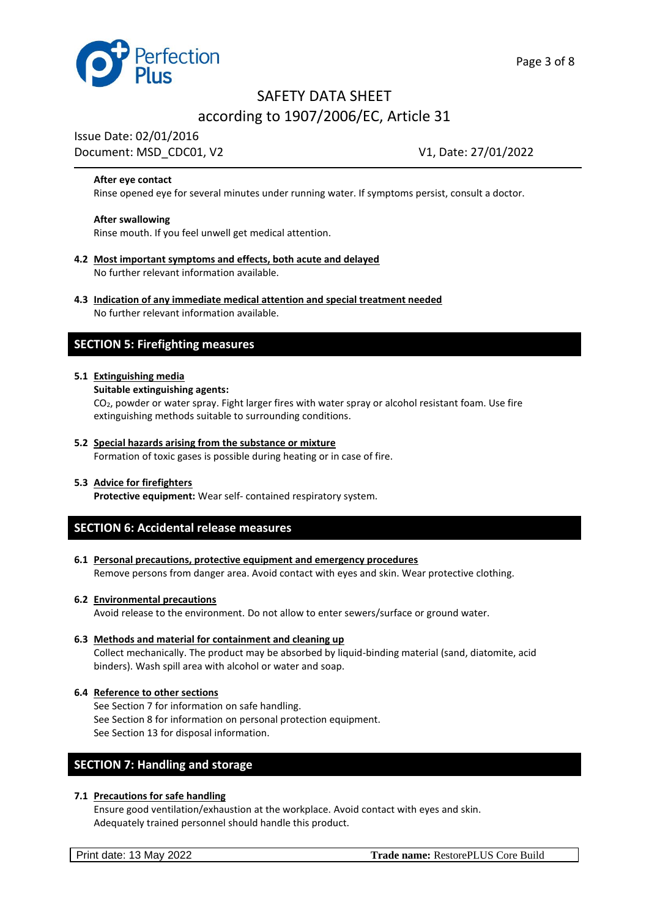**After eye contact**

Rinse opened eye for several minutes under running water. If symptoms persist, consult a doctor.

**After swallowing**

Rinse mouth. If you feel unwell get medical attention.

**4.2 Most important symptoms and effects, both acute and delayed**

No further relevant information available.

**4.3 Indication of any immediate medical attention and special treatment needed**

No further relevant information available.

## SECTION 5: Firefighting measures

**5.1 Extinguishing media**

**Suitable extinguishing agents:**

$CO_2$, powder or water spray. Fight larger fires with water spray or alcohol resistant foam. Use fire extinguishing methods suitable to surrounding conditions.

**5.2 Special hazards arising from the substance or mixture**

Formation of toxic gases is possible during heating or in case of fire.

**5.3 Advice for firefighters**

**Protective equipment:** Wear self- contained respiratory system.

## SECTION 6: Accidental release measures

**6.1 Personal precautions, protective equipment and emergency procedures**

Remove persons from danger area. Avoid contact with eyes and skin. Wear protective clothing.

**6.2 Environmental precautions**

Avoid release to the environment. Do not allow to enter sewers/surface or ground water.

**6.3 Methods and material for containment and cleaning up**

Collect mechanically. The product may be absorbed by liquid-binding material (sand, diatomite, acid binders). Wash spill area with alcohol or water and soap.

**6.4 Reference to other sections**

See Section 7 for information on safe handling.
See Section 8 for information on personal protection equipment.
See Section 13 for disposal information.

## SECTION 7: Handling and storage

**7.1 Precautions for safe handling**

Ensure good ventilation/exhaustion at the workplace. Avoid contact with eyes and skin.
Adequately trained personnel should handle this product.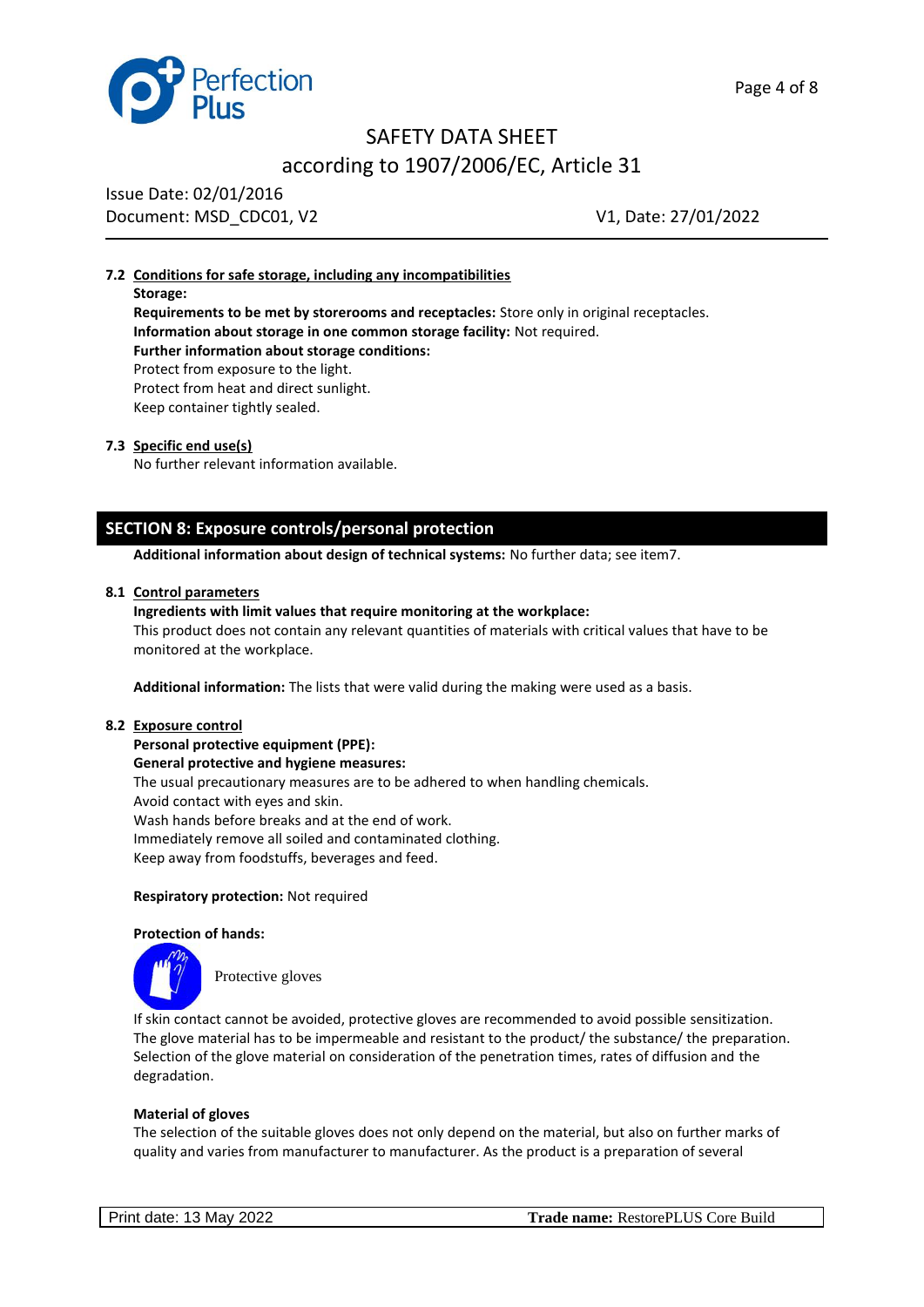### 7.2 Conditions for safe storage, including any incompatibilities

**Storage:**

**Requirements to be met by storerooms and receptacles:** Store only in original receptacles.

**Information about storage in one common storage facility:** Not required.

**Further information about storage conditions:**

Protect from exposure to the light.

Protect from heat and direct sunlight.

Keep container tightly sealed.

### 7.3 Specific end use(s)

No further relevant information available.

## SECTION 8: Exposure controls/personal protection

**Additional information about design of technical systems:** No further data; see item7.

### 8.1 Control parameters

**Ingredients with limit values that require monitoring at the workplace:**

This product does not contain any relevant quantities of materials with critical values that have to be monitored at the workplace.

**Additional information:** The lists that were valid during the making were used as a basis.

### 8.2 Exposure control

**Personal protective equipment (PPE):**

**General protective and hygiene measures:**

The usual precautionary measures are to be adhered to when handling chemicals.

Avoid contact with eyes and skin.

Wash hands before breaks and at the end of work.

Immediately remove all soiled and contaminated clothing.

Keep away from foodstuffs, beverages and feed.

**Respiratory protection:** Not required

**Protection of hands:**

Protective gloves

If skin contact cannot be avoided, protective gloves are recommended to avoid possible sensitization.
The glove material has to be impermeable and resistant to the product/ the substance/ the preparation.
Selection of the glove material on consideration of the penetration times, rates of diffusion and the degradation.

**Material of gloves**

The selection of the suitable gloves does not only depend on the material, but also on further marks of quality and varies from manufacturer to manufacturer. As the product is a preparation of several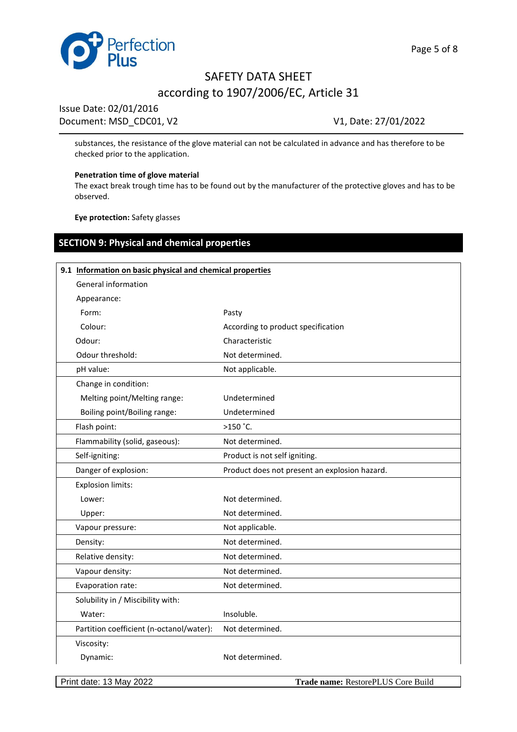substances, the resistance of the glove material can not be calculated in advance and has therefore to be checked prior to the application.

**Penetration time of glove material**
The exact break trough time has to be found out by the manufacturer of the protective gloves and has to be observed.

**Eye protection:** Safety glasses

## SECTION 9: Physical and chemical properties

**9.1 Information on basic physical and chemical properties**

| Property | Value |
|---|---|
| General information | |
| Appearance: | |
| Form: | Pasty |
| Colour: | According to product specification |
| Odour: | Characteristic |
| Odour threshold: | Not determined. |
| pH value: | Not applicable. |
| Change in condition: | |
| Melting point/Melting range: | Undetermined |
| Boiling point/Boiling range: | Undetermined |
| Flash point: | >150 °C. |
| Flammability (solid, gaseous): | Not determined. |
| Self-igniting: | Product is not self igniting. |
| Danger of explosion: | Product does not present an explosion hazard. |
| Explosion limits: | |
| Lower: | Not determined. |
| Upper: | Not determined. |
| Vapour pressure: | Not applicable. |
| Density: | Not determined. |
| Relative density: | Not determined. |
| Vapour density: | Not determined. |
| Evaporation rate: | Not determined. |
| Solubility in / Miscibility with: | |
| Water: | Insoluble. |
| Partition coefficient (n-octanol/water): | Not determined. |
| Viscosity: | |
| Dynamic: | Not determined. |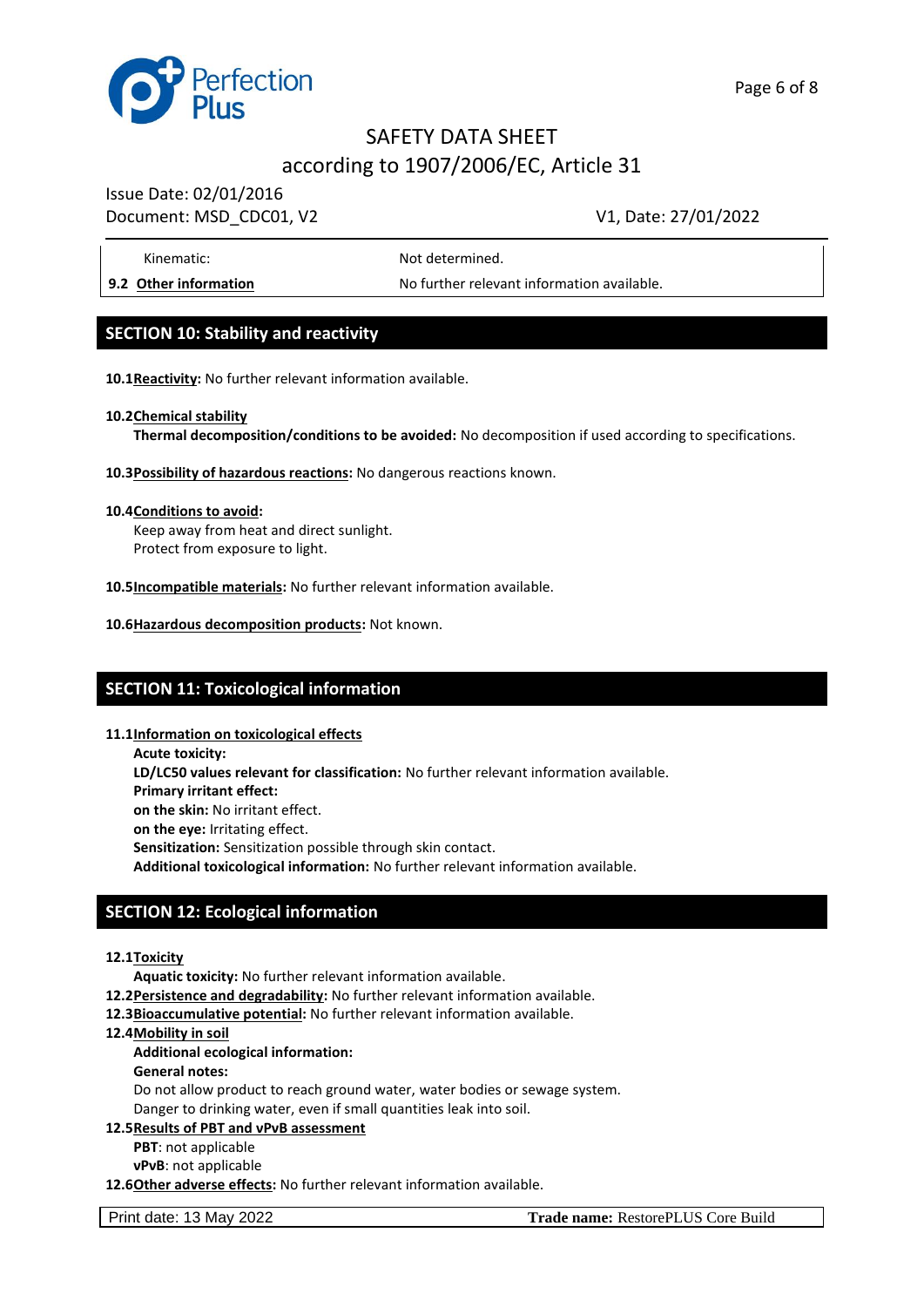| | |
|---|---|
| Kinematic: | Not determined. |
| **9.2 Other information** | No further relevant information available. |

## SECTION 10: Stability and reactivity

**10.1 Reactivity:** No further relevant information available.

**10.2 Chemical stability**

**Thermal decomposition/conditions to be avoided:** No decomposition if used according to specifications.

**10.3 Possibility of hazardous reactions:** No dangerous reactions known.

**10.4 Conditions to avoid:**

Keep away from heat and direct sunlight.
Protect from exposure to light.

**10.5 Incompatible materials:** No further relevant information available.

**10.6 Hazardous decomposition products:** Not known.

## SECTION 11: Toxicological information

**11.1 Information on toxicological effects**

**Acute toxicity:**
**LD/LC50 values relevant for classification:** No further relevant information available.
**Primary irritant effect:**
**on the skin:** No irritant effect.
**on the eye:** Irritating effect.
**Sensitization:** Sensitization possible through skin contact.
**Additional toxicological information:** No further relevant information available.

## SECTION 12: Ecological information

**12.1 Toxicity**

**Aquatic toxicity:** No further relevant information available.

**12.2 Persistence and degradability:** No further relevant information available.

**12.3 Bioaccumulative potential:** No further relevant information available.

**12.4 Mobility in soil**

**Additional ecological information:**
**General notes:**
Do not allow product to reach ground water, water bodies or sewage system.
Danger to drinking water, even if small quantities leak into soil.

**12.5 Results of PBT and vPvB assessment**

**PBT**: not applicable
**vPvB**: not applicable

**12.6 Other adverse effects:** No further relevant information available.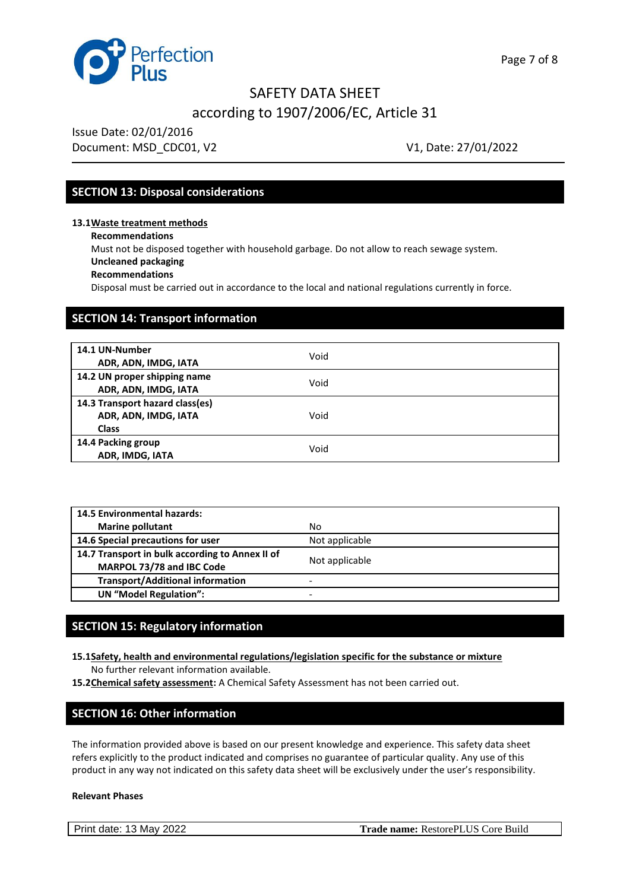## SECTION 13: Disposal considerations

**13.1 Waste treatment methods**

**Recommendations**

Must not be disposed together with household garbage. Do not allow to reach sewage system.

**Uncleaned packaging**

**Recommendations**

Disposal must be carried out in accordance to the local and national regulations currently in force.

## SECTION 14: Transport information

| | |
|---|---|
| **14.1 UN-Number** **ADR, ADN, IMDG, IATA** | Void |
| **14.2 UN proper shipping name** **ADR, ADN, IMDG, IATA** | Void |
| **14.3 Transport hazard class(es)** **ADR, ADN, IMDG, IATA** **Class** | Void |
| **14.4 Packing group** **ADR, IMDG, IATA** | Void |

| | |
|---|---|
| **14.5 Environmental hazards:** **Marine pollutant** | No |
| **14.6 Special precautions for user** | Not applicable |
| **14.7 Transport in bulk according to Annex II of MARPOL 73/78 and IBC Code** | Not applicable |
| **Transport/Additional information** | - |
| **UN "Model Regulation":** | - |

## SECTION 15: Regulatory information

**15.1 Safety, health and environmental regulations/legislation specific for the substance or mixture**

No further relevant information available.

**15.2 Chemical safety assessment:** A Chemical Safety Assessment has not been carried out.

## SECTION 16: Other information

The information provided above is based on our present knowledge and experience. This safety data sheet refers explicitly to the product indicated and comprises no guarantee of particular quality. Any use of this product in any way not indicated on this safety data sheet will be exclusively under the user's responsibility.

**Relevant Phases**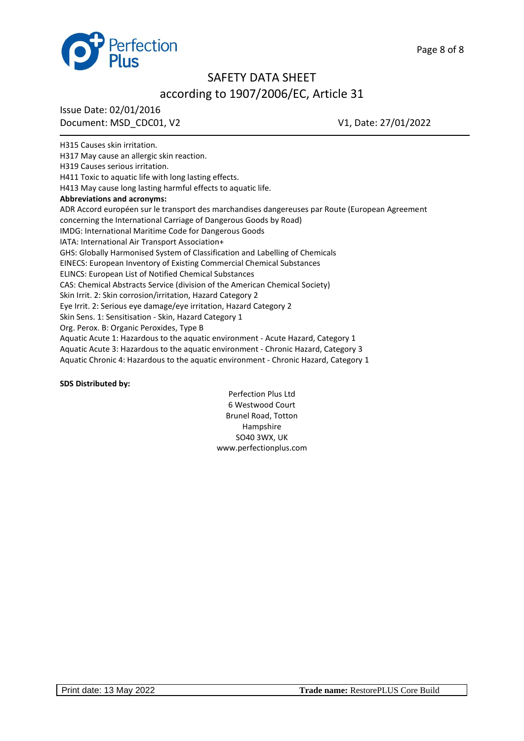H315 Causes skin irritation.
H317 May cause an allergic skin reaction.
H319 Causes serious irritation.
H411 Toxic to aquatic life with long lasting effects.
H413 May cause long lasting harmful effects to aquatic life.

**Abbreviations and acronyms:**

ADR Accord européen sur le transport des marchandises dangereuses par Route (European Agreement concerning the International Carriage of Dangerous Goods by Road)
IMDG: International Maritime Code for Dangerous Goods
IATA: International Air Transport Association+
GHS: Globally Harmonised System of Classification and Labelling of Chemicals
EINECS: European Inventory of Existing Commercial Chemical Substances
ELINCS: European List of Notified Chemical Substances
CAS: Chemical Abstracts Service (division of the American Chemical Society)
Skin Irrit. 2: Skin corrosion/irritation, Hazard Category 2
Eye Irrit. 2: Serious eye damage/eye irritation, Hazard Category 2
Skin Sens. 1: Sensitisation - Skin, Hazard Category 1
Org. Perox. B: Organic Peroxides, Type B
Aquatic Acute 1: Hazardous to the aquatic environment - Acute Hazard, Category 1
Aquatic Acute 3: Hazardous to the aquatic environment - Chronic Hazard, Category 3
Aquatic Chronic 4: Hazardous to the aquatic environment - Chronic Hazard, Category 1

**SDS Distributed by:**

Perfection Plus Ltd
6 Westwood Court
Brunel Road, Totton
Hampshire
SO40 3WX, UK
www.perfectionplus.com